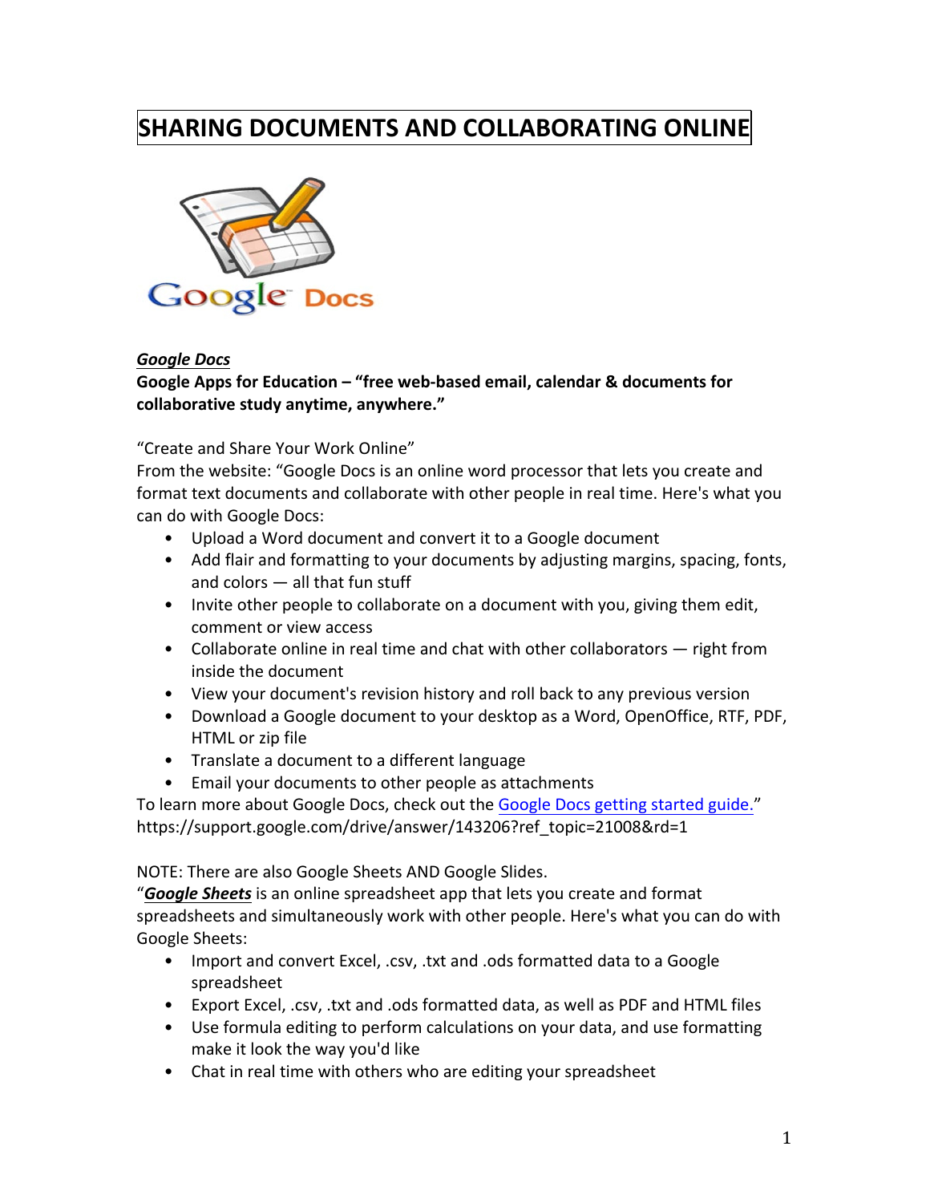# SHARING DOCUMENTS AND COLLABORATING ONLINE

***Google Docs***

**Google Apps for Education – "free web-based email, calendar & documents for collaborative study anytime, anywhere."**

"Create and Share Your Work Online"

From the website: "Google Docs is an online word processor that lets you create and format text documents and collaborate with other people in real time. Here's what you can do with Google Docs:

- Upload a Word document and convert it to a Google document
- Add flair and formatting to your documents by adjusting margins, spacing, fonts, and colors — all that fun stuff
- Invite other people to collaborate on a document with you, giving them edit, comment or view access
- Collaborate online in real time and chat with other collaborators — right from inside the document
- View your document's revision history and roll back to any previous version
- Download a Google document to your desktop as a Word, OpenOffice, RTF, PDF, HTML or zip file
- Translate a document to a different language
- Email your documents to other people as attachments

To learn more about Google Docs, check out the Google Docs getting started guide."
https://support.google.com/drive/answer/143206?ref_topic=21008&rd=1

NOTE: There are also Google Sheets AND Google Slides.

"***Google Sheets*** is an online spreadsheet app that lets you create and format spreadsheets and simultaneously work with other people. Here's what you can do with Google Sheets:

- Import and convert Excel, .csv, .txt and .ods formatted data to a Google spreadsheet
- Export Excel, .csv, .txt and .ods formatted data, as well as PDF and HTML files
- Use formula editing to perform calculations on your data, and use formatting make it look the way you'd like
- Chat in real time with others who are editing your spreadsheet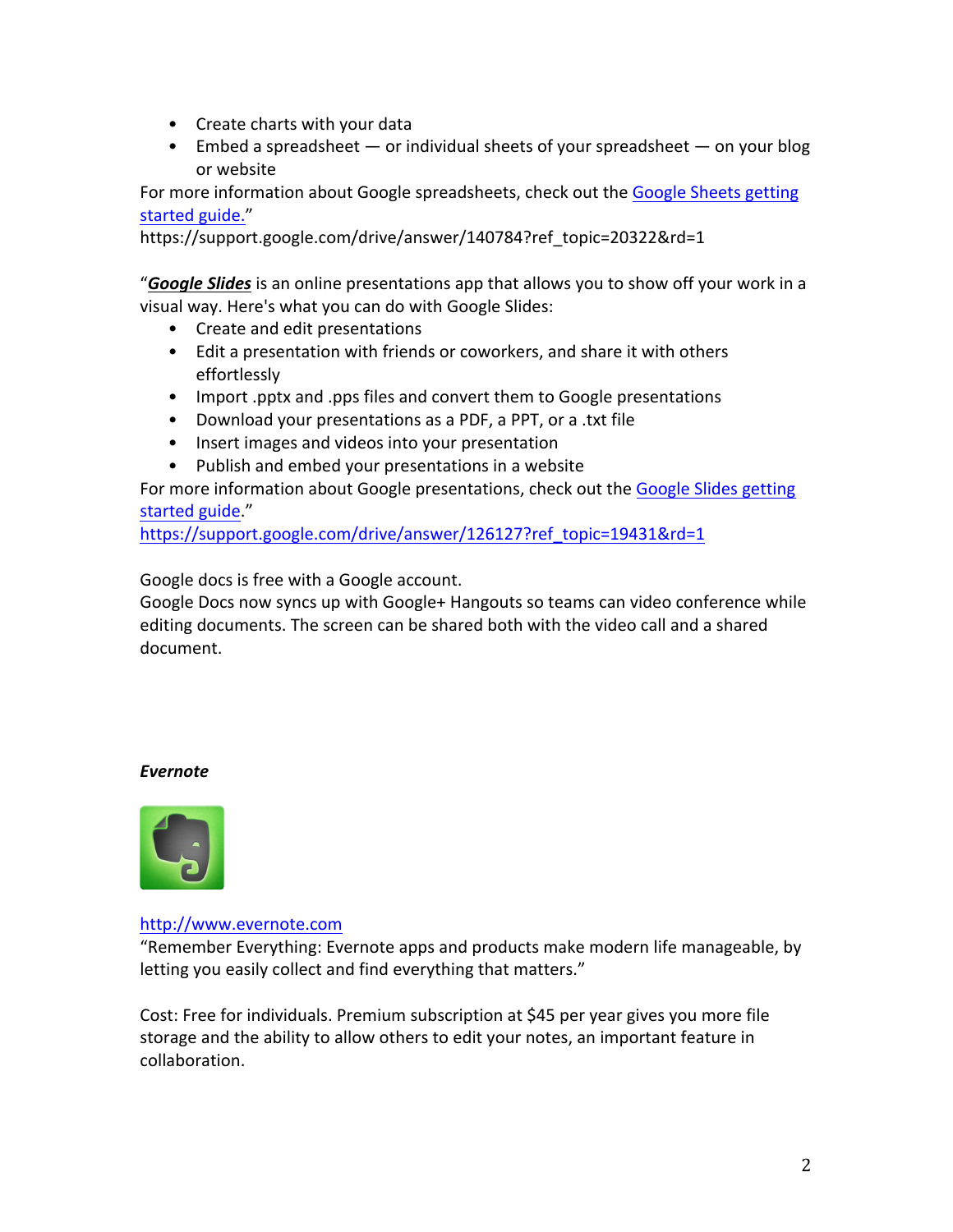- Create charts with your data
- Embed a spreadsheet — or individual sheets of your spreadsheet — on your blog or website

For more information about Google spreadsheets, check out the [Google Sheets getting started guide.](https://support.google.com/drive/answer/140784?ref_topic=20322&rd=1)"
https://support.google.com/drive/answer/140784?ref_topic=20322&rd=1

"***Google Slides*** is an online presentations app that allows you to show off your work in a visual way. Here's what you can do with Google Slides:

- Create and edit presentations
- Edit a presentation with friends or coworkers, and share it with others effortlessly
- Import .pptx and .pps files and convert them to Google presentations
- Download your presentations as a PDF, a PPT, or a .txt file
- Insert images and videos into your presentation
- Publish and embed your presentations in a website

For more information about Google presentations, check out the [Google Slides getting started guide](https://support.google.com/drive/answer/126127?ref_topic=19431&rd=1)."
[https://support.google.com/drive/answer/126127?ref_topic=19431&rd=1](https://support.google.com/drive/answer/126127?ref_topic=19431&rd=1)

Google docs is free with a Google account.
Google Docs now syncs up with Google+ Hangouts so teams can video conference while editing documents. The screen can be shared both with the video call and a shared document.

***Evernote***

[http://www.evernote.com](http://www.evernote.com)
"Remember Everything: Evernote apps and products make modern life manageable, by letting you easily collect and find everything that matters."

Cost: Free for individuals. Premium subscription at $45 per year gives you more file storage and the ability to allow others to edit your notes, an important feature in collaboration.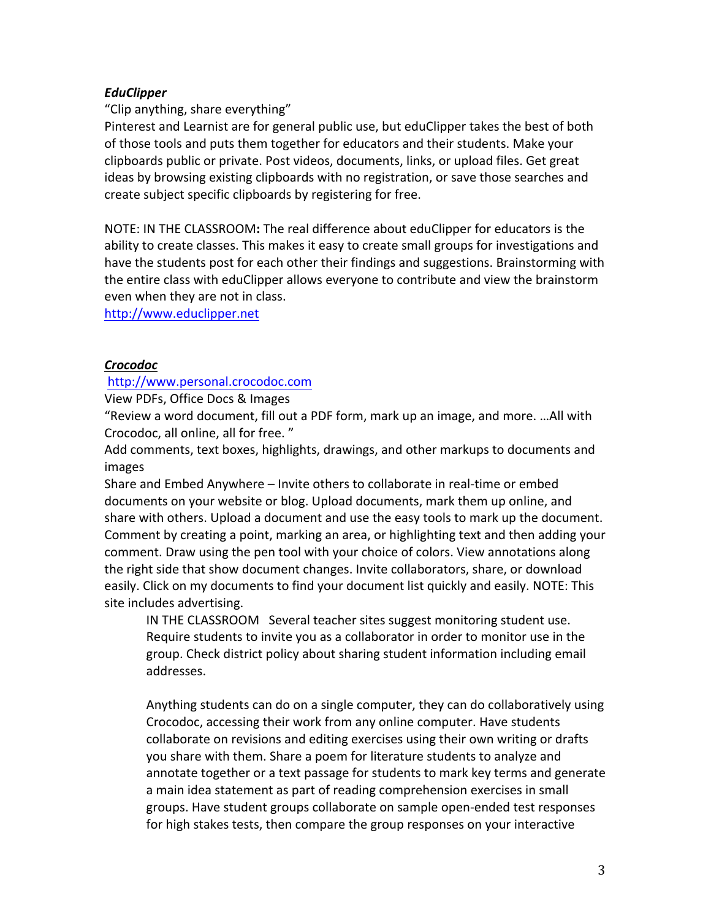***EduClipper***

"Clip anything, share everything"

Pinterest and Learnist are for general public use, but eduClipper takes the best of both of those tools and puts them together for educators and their students. Make your clipboards public or private. Post videos, documents, links, or upload files. Get great ideas by browsing existing clipboards with no registration, or save those searches and create subject specific clipboards by registering for free.

NOTE: IN THE CLASSROOM**:** The real difference about eduClipper for educators is the ability to create classes. This makes it easy to create small groups for investigations and have the students post for each other their findings and suggestions. Brainstorming with the entire class with eduClipper allows everyone to contribute and view the brainstorm even when they are not in class.

http://www.educlipper.net

***Crocodoc***

http://www.personal.crocodoc.com

View PDFs, Office Docs & Images

"Review a word document, fill out a PDF form, mark up an image, and more. …All with Crocodoc, all online, all for free. "

Add comments, text boxes, highlights, drawings, and other markups to documents and images

Share and Embed Anywhere – Invite others to collaborate in real-time or embed documents on your website or blog. Upload documents, mark them up online, and share with others. Upload a document and use the easy tools to mark up the document. Comment by creating a point, marking an area, or highlighting text and then adding your comment. Draw using the pen tool with your choice of colors. View annotations along the right side that show document changes. Invite collaborators, share, or download easily. Click on my documents to find your document list quickly and easily. NOTE: This site includes advertising.

> IN THE CLASSROOM Several teacher sites suggest monitoring student use. Require students to invite you as a collaborator in order to monitor use in the group. Check district policy about sharing student information including email addresses.
>
> Anything students can do on a single computer, they can do collaboratively using Crocodoc, accessing their work from any online computer. Have students collaborate on revisions and editing exercises using their own writing or drafts you share with them. Share a poem for literature students to analyze and annotate together or a text passage for students to mark key terms and generate a main idea statement as part of reading comprehension exercises in small groups. Have student groups collaborate on sample open-ended test responses for high stakes tests, then compare the group responses on your interactive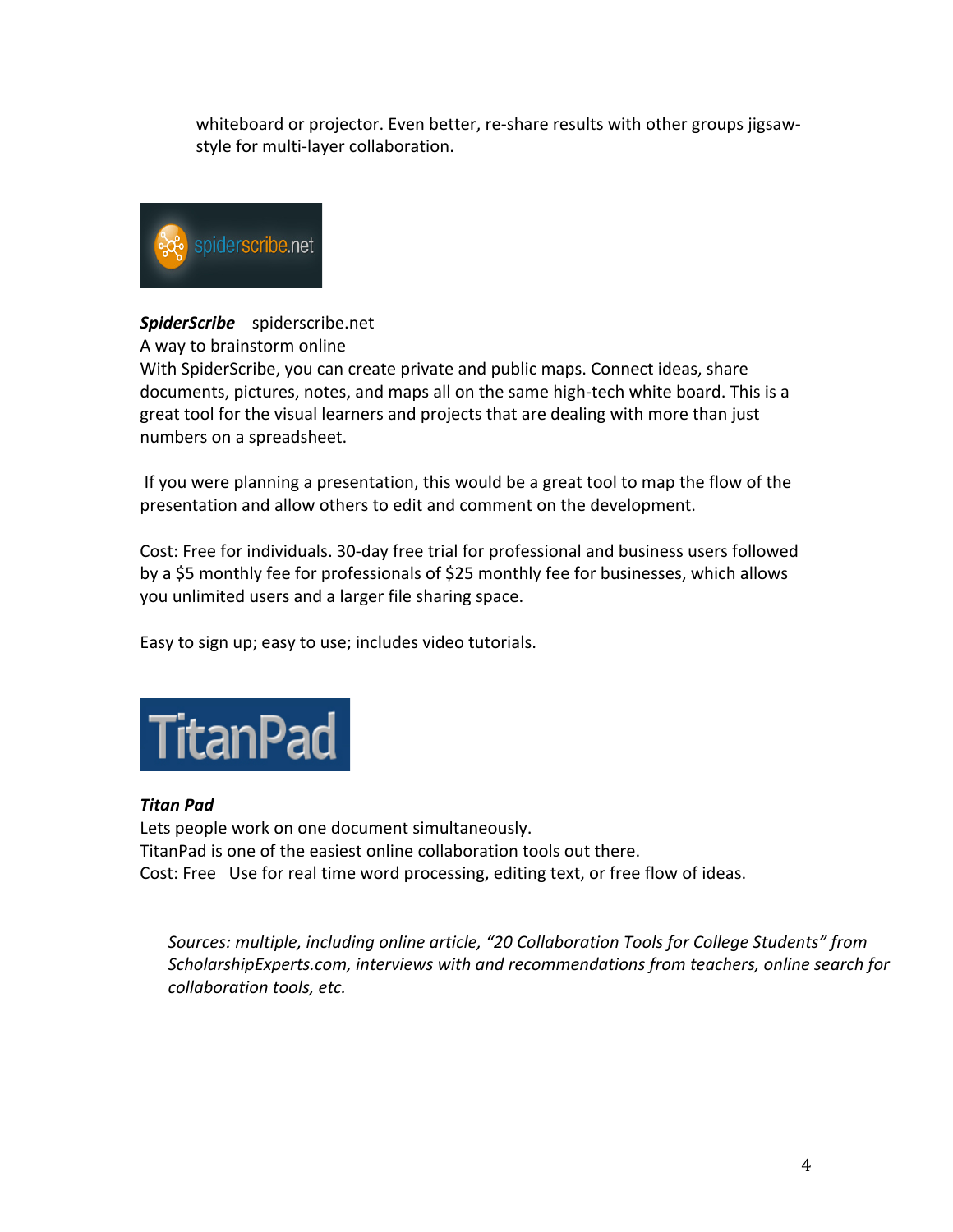whiteboard or projector. Even better, re-share results with other groups jigsaw-style for multi-layer collaboration.

***SpiderScribe*** spiderscribe.net
A way to brainstorm online
With SpiderScribe, you can create private and public maps. Connect ideas, share documents, pictures, notes, and maps all on the same high-tech white board. This is a great tool for the visual learners and projects that are dealing with more than just numbers on a spreadsheet.

If you were planning a presentation, this would be a great tool to map the flow of the presentation and allow others to edit and comment on the development.

Cost: Free for individuals. 30-day free trial for professional and business users followed by a $5 monthly fee for professionals of $25 monthly fee for businesses, which allows you unlimited users and a larger file sharing space.

Easy to sign up; easy to use; includes video tutorials.

***Titan Pad***
Lets people work on one document simultaneously.
TitanPad is one of the easiest online collaboration tools out there.
Cost: Free   Use for real time word processing, editing text, or free flow of ideas.

*Sources: multiple, including online article, "20 Collaboration Tools for College Students" from ScholarshipExperts.com, interviews with and recommendations from teachers, online search for collaboration tools, etc.*